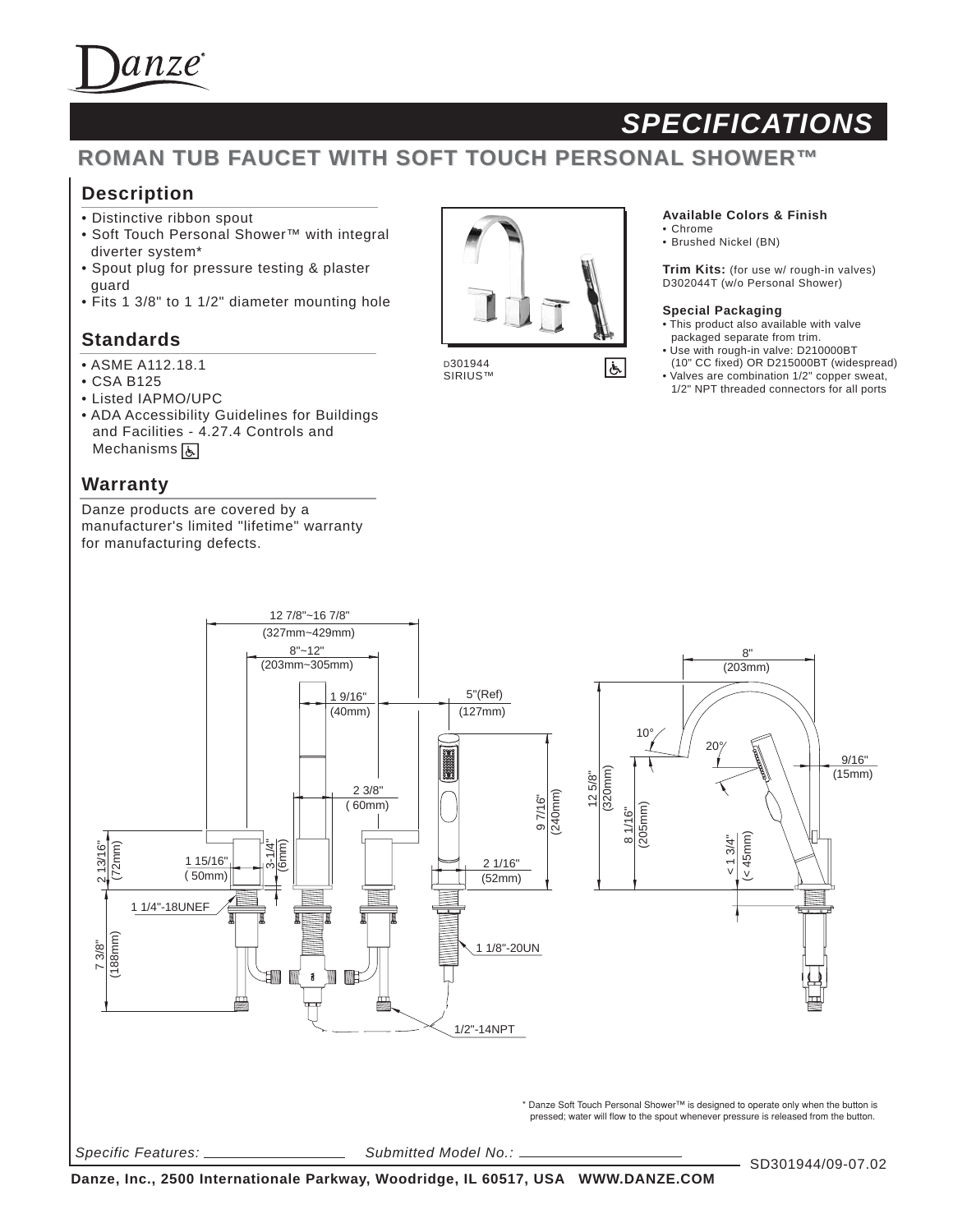# SPECIFICATIONS

## ROMAN TUB FAUCET WITH SOFT TOUCH PERSONAL SHOWER™

### Description

- Distinctive ribbon spout
- Soft Touch Personal Shower™ with integral diverter system*
- Spout plug for pressure testing & plaster guard
- Fits 1 3/8" to 1 1/2" diameter mounting hole

### Standards

- ASME A112.18.1
- CSA B125
- Listed IAPMO/UPC
- ADA Accessibility Guidelines for Buildings and Facilities - 4.27.4 Controls and Mechanisms

### Warranty

Danze products are covered by a manufacturer's limited "lifetime" warranty for manufacturing defects.

D301944
SIRIUS™

**Available Colors & Finish**

- Chrome
- Brushed Nickel (BN)

**Trim Kits:** (for use w/ rough-in valves)
D302044T (w/o Personal Shower)

**Special Packaging**

- This product also available with valve packaged separate from trim.
- Use with rough-in valve: D210000BT (10" CC fixed) OR D215000BT (widespread)
- Valves are combination 1/2" copper sweat, 1/2" NPT threaded connectors for all ports

12 7/8"~16 7/8" (327mm~429mm)
8"~12" (203mm~305mm)
1 9/16" (40mm)
5"(Ref) (127mm)
2 3/8" ( 60mm)
9 7/16" (240mm)
2 13/16" (72mm)
1 15/16" ( 50mm)
3-1/4" (6mm)
2 1/16" (52mm)
1 1/4"-18UNEF
7 3/8" (188mm)
1 1/8"-20UN
1/2"-14NPT
8" (203mm)
10°
20°
9/16" (15mm)
12 5/8" (320mm)
8 1/16" (205mm)
< 1 3/4" (< 45mm)

\* Danze Soft Touch Personal Shower™ is designed to operate only when the button is pressed; water will flow to the spout whenever pressure is released from the button.

*Specific Features:* ___________ *Submitted Model No.:* ___________

SD301944/09-07.02

**Danze, Inc., 2500 Internationale Parkway, Woodridge, IL 60517, USA WWW.DANZE.COM**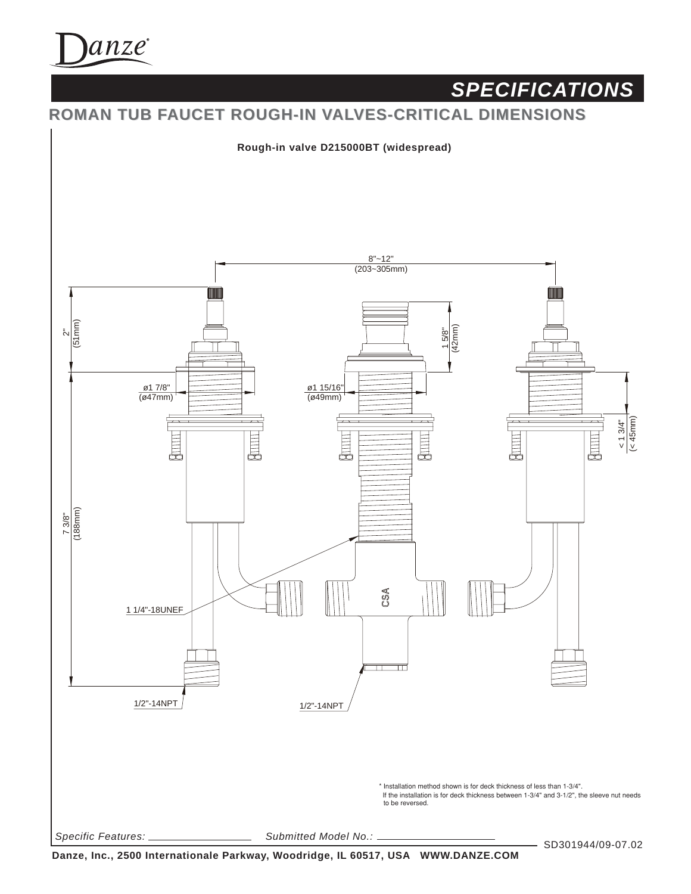Danze®

# SPECIFICATIONS

## ROMAN TUB FAUCET ROUGH-IN VALVES-CRITICAL DIMENSIONS

**Rough-in valve D215000BT (widespread)**

8"~12"
(203~305mm)

2"
(51mm)

1 5/8"
(42mm)

ø1 7/8"
(ø47mm)

ø1 15/16"
(ø49mm)

< 1 3/4"
(< 45mm)

7 3/8"
(188mm)

CSA

1 1/4"-18UNEF

1/2"-14NPT

1/2"-14NPT

\* Installation method shown is for deck thickness of less than 1-3/4".
If the installation is for deck thickness between 1-3/4" and 3-1/2", the sleeve nut needs to be reversed.

*Specific Features:* ____________ *Submitted Model No.:* ____________

SD301944/09-07.02

**Danze, Inc., 2500 Internationale Parkway, Woodridge, IL 60517, USA WWW.DANZE.COM**